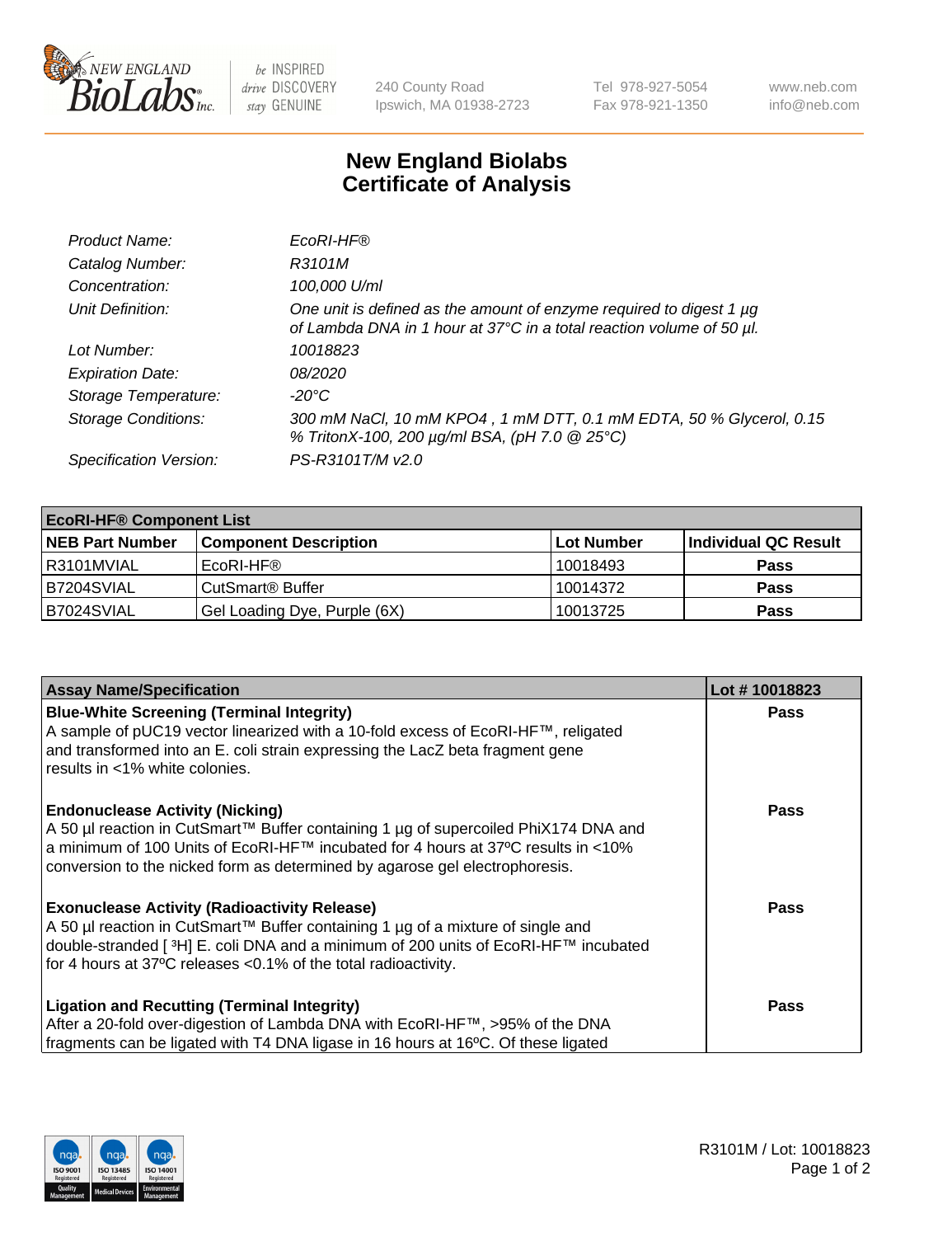New England BioLabs Inc. — be INSPIRED drive DISCOVERY stay GENUINE

240 County Road
Ipswich, MA 01938-2723

Tel 978-927-5054
Fax 978-921-1350

www.neb.com
info@neb.com

# New England Biolabs
# Certificate of Analysis

| | |
|---|---|
| *Product Name:* | *EcoRI-HF®* |
| *Catalog Number:* | *R3101M* |
| *Concentration:* | *100,000 U/ml* |
| *Unit Definition:* | *One unit is defined as the amount of enzyme required to digest 1 µg of Lambda DNA in 1 hour at 37°C in a total reaction volume of 50 µl.* |
| *Lot Number:* | *10018823* |
| *Expiration Date:* | *08/2020* |
| *Storage Temperature:* | *-20°C* |
| *Storage Conditions:* | *300 mM NaCl, 10 mM KPO4 , 1 mM DTT, 0.1 mM EDTA, 50 % Glycerol, 0.15 % TritonX-100, 200 µg/ml BSA, (pH 7.0 @ 25°C)* |
| *Specification Version:* | *PS-R3101T/M v2.0* |

| **EcoRI-HF® Component List** | | | |
|---|---|---|---|
| **NEB Part Number** | **Component Description** | **Lot Number** | **Individual QC Result** |
| R3101MVIAL | EcoRI-HF® | 10018493 | **Pass** |
| B7204SVIAL | CutSmart® Buffer | 10014372 | **Pass** |
| B7024SVIAL | Gel Loading Dye, Purple (6X) | 10013725 | **Pass** |

| **Assay Name/Specification** | **Lot # 10018823** |
|---|---|
| **Blue-White Screening (Terminal Integrity)** A sample of pUC19 vector linearized with a 10-fold excess of EcoRI-HF™, religated and transformed into an E. coli strain expressing the LacZ beta fragment gene results in <1% white colonies. | **Pass** |
| **Endonuclease Activity (Nicking)** A 50 µl reaction in CutSmart™ Buffer containing 1 µg of supercoiled PhiX174 DNA and a minimum of 100 Units of EcoRI-HF™ incubated for 4 hours at 37ºC results in <10% conversion to the nicked form as determined by agarose gel electrophoresis. | **Pass** |
| **Exonuclease Activity (Radioactivity Release)** A 50 µl reaction in CutSmart™ Buffer containing 1 µg of a mixture of single and double-stranded [ $^{3}$H] E. coli DNA and a minimum of 200 units of EcoRI-HF™ incubated for 4 hours at 37ºC releases <0.1% of the total radioactivity. | **Pass** |
| **Ligation and Recutting (Terminal Integrity)** After a 20-fold over-digestion of Lambda DNA with EcoRI-HF™, >95% of the DNA fragments can be ligated with T4 DNA ligase in 16 hours at 16ºC. Of these ligated | **Pass** |

R3101M / Lot: 10018823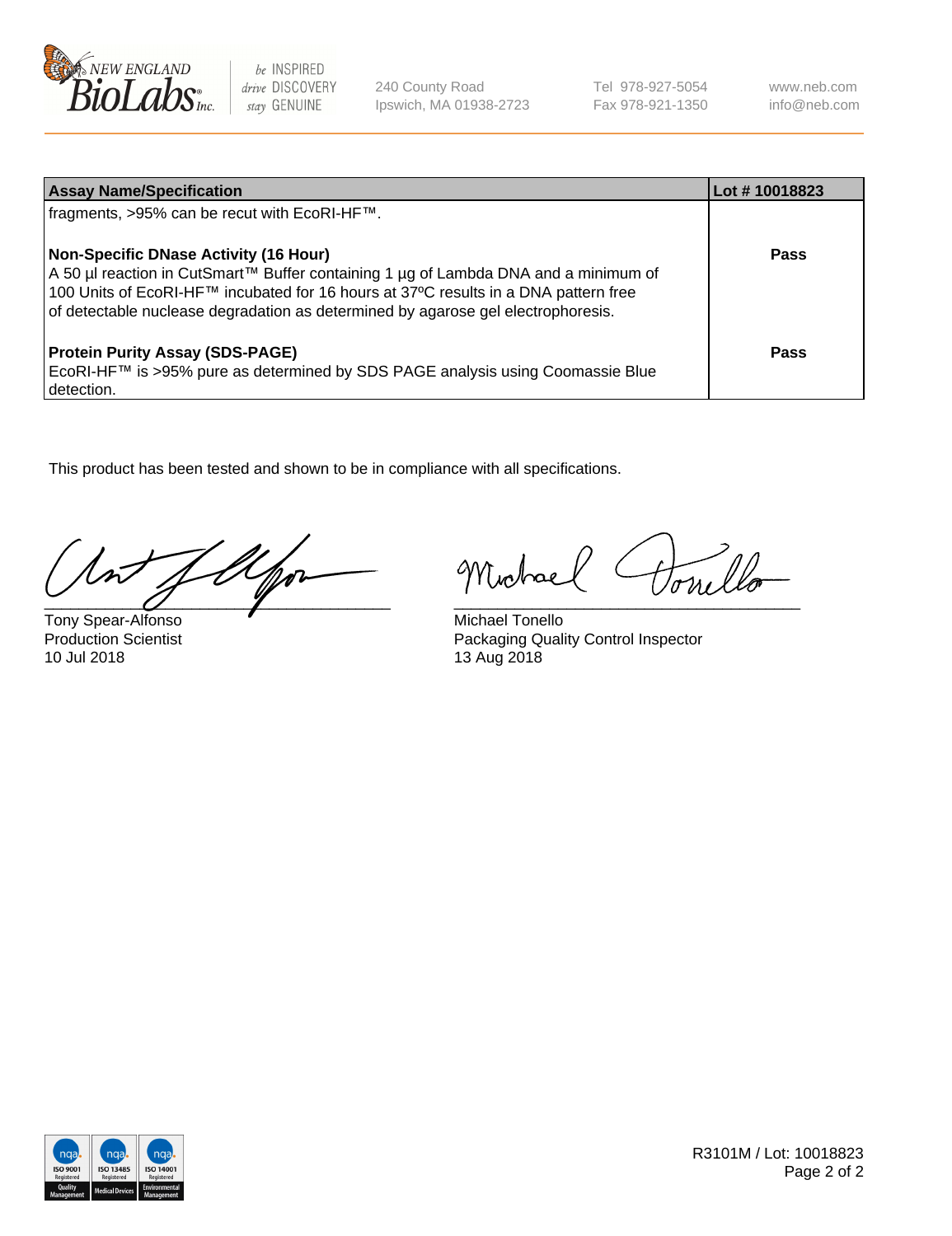| Assay Name/Specification | Lot # 10018823 |
|---|---|
| fragments, >95% can be recut with EcoRI-HF™. | |
| **Non-Specific DNase Activity (16 Hour)**<br>A 50 µl reaction in CutSmart™ Buffer containing 1 µg of Lambda DNA and a minimum of 100 Units of EcoRI-HF™ incubated for 16 hours at 37ºC results in a DNA pattern free of detectable nuclease degradation as determined by agarose gel electrophoresis. | **Pass** |
| **Protein Purity Assay (SDS-PAGE)**<br>EcoRI-HF™ is >95% pure as determined by SDS PAGE analysis using Coomassie Blue detection. | **Pass** |

This product has been tested and shown to be in compliance with all specifications.

Tony Spear-Alfonso
Production Scientist
10 Jul 2018

Michael Tonello
Packaging Quality Control Inspector
13 Aug 2018

R3101M / Lot: 10018823